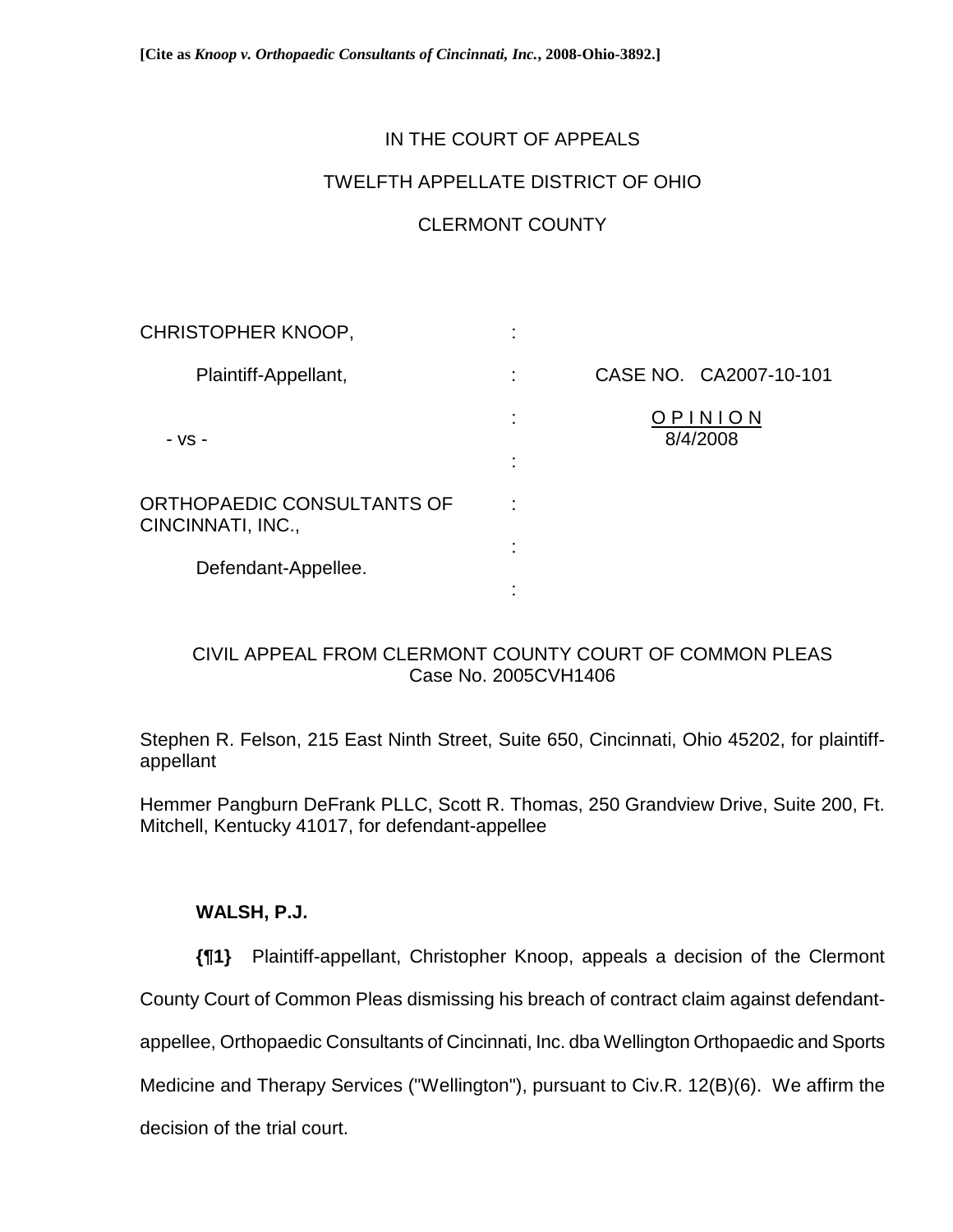**[Cite as *Knoop v. Orthopaedic Consultants of Cincinnati, Inc.*, 2008-Ohio-3892.]**

IN THE COURT OF APPEALS

TWELFTH APPELLATE DISTRICT OF OHIO

CLERMONT COUNTY

| | | |
|---|---|---|
| CHRISTOPHER KNOOP, | : | |
| Plaintiff-Appellant, | : | CASE NO. CA2007-10-101 |
| | : | OPINION |
| - vs - | | 8/4/2008 |
| | : | |
| ORTHOPAEDIC CONSULTANTS OF CINCINNATI, INC., | : | |
| | : | |
| Defendant-Appellee. | | |
| | : | |

CIVIL APPEAL FROM CLERMONT COUNTY COURT OF COMMON PLEAS
Case No. 2005CVH1406

Stephen R. Felson, 215 East Ninth Street, Suite 650, Cincinnati, Ohio 45202, for plaintiff-appellant

Hemmer Pangburn DeFrank PLLC, Scott R. Thomas, 250 Grandview Drive, Suite 200, Ft. Mitchell, Kentucky 41017, for defendant-appellee

**WALSH, P.J.**

**{¶1}** Plaintiff-appellant, Christopher Knoop, appeals a decision of the Clermont County Court of Common Pleas dismissing his breach of contract claim against defendant-appellee, Orthopaedic Consultants of Cincinnati, Inc. dba Wellington Orthopaedic and Sports Medicine and Therapy Services ("Wellington"), pursuant to Civ.R. 12(B)(6). We affirm the decision of the trial court.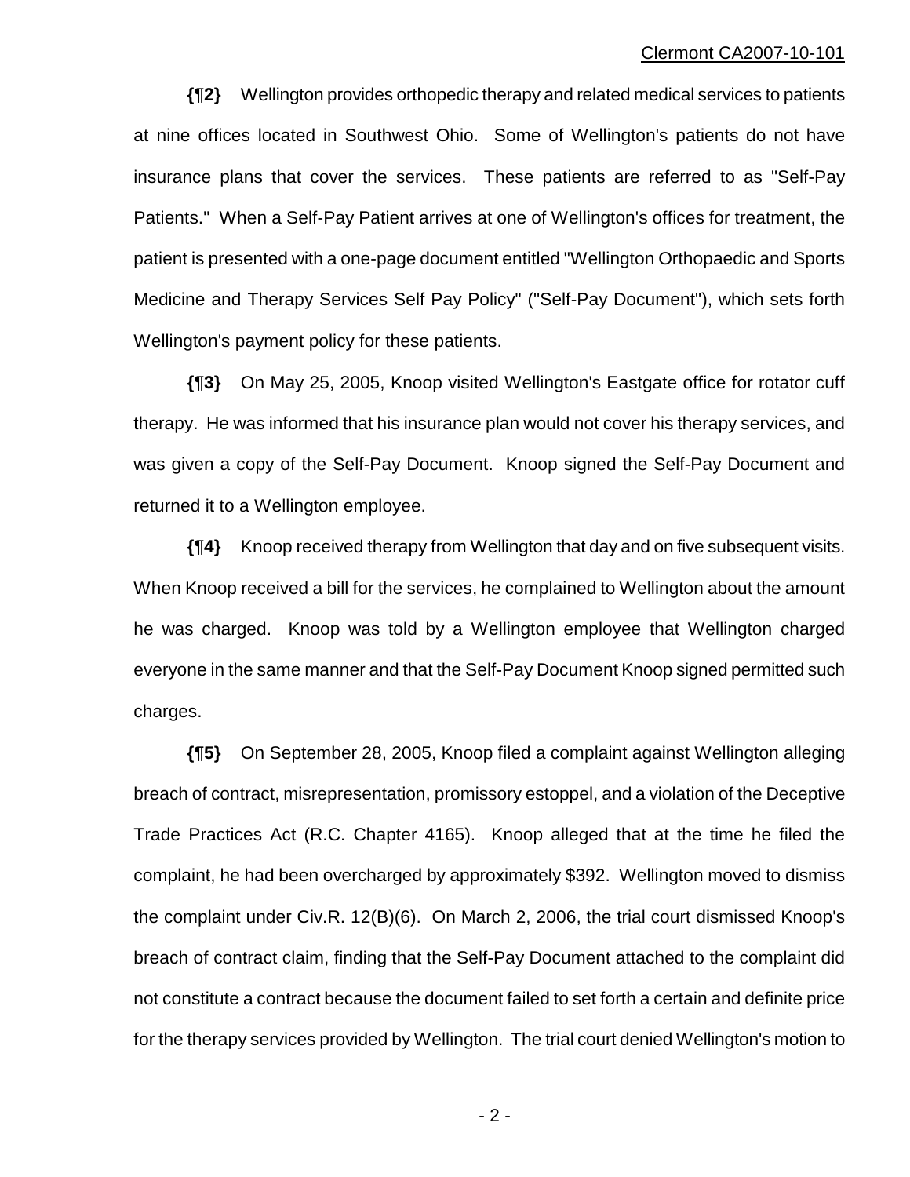**{¶2}** Wellington provides orthopedic therapy and related medical services to patients at nine offices located in Southwest Ohio. Some of Wellington's patients do not have insurance plans that cover the services. These patients are referred to as "Self-Pay Patients." When a Self-Pay Patient arrives at one of Wellington's offices for treatment, the patient is presented with a one-page document entitled "Wellington Orthopaedic and Sports Medicine and Therapy Services Self Pay Policy" ("Self-Pay Document"), which sets forth Wellington's payment policy for these patients.

**{¶3}** On May 25, 2005, Knoop visited Wellington's Eastgate office for rotator cuff therapy. He was informed that his insurance plan would not cover his therapy services, and was given a copy of the Self-Pay Document. Knoop signed the Self-Pay Document and returned it to a Wellington employee.

**{¶4}** Knoop received therapy from Wellington that day and on five subsequent visits. When Knoop received a bill for the services, he complained to Wellington about the amount he was charged. Knoop was told by a Wellington employee that Wellington charged everyone in the same manner and that the Self-Pay Document Knoop signed permitted such charges.

**{¶5}** On September 28, 2005, Knoop filed a complaint against Wellington alleging breach of contract, misrepresentation, promissory estoppel, and a violation of the Deceptive Trade Practices Act (R.C. Chapter 4165). Knoop alleged that at the time he filed the complaint, he had been overcharged by approximately $392. Wellington moved to dismiss the complaint under Civ.R. 12(B)(6). On March 2, 2006, the trial court dismissed Knoop's breach of contract claim, finding that the Self-Pay Document attached to the complaint did not constitute a contract because the document failed to set forth a certain and definite price for the therapy services provided by Wellington. The trial court denied Wellington's motion to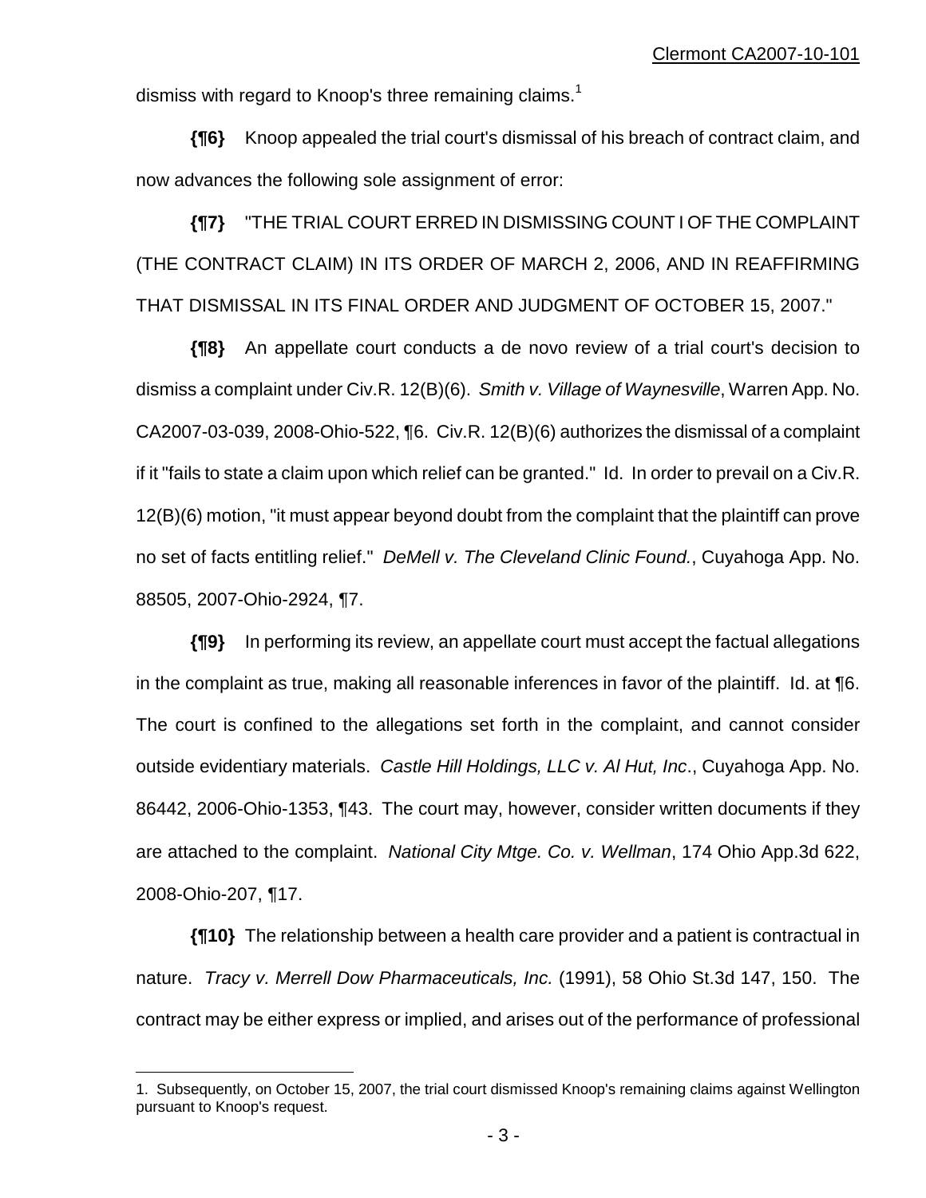dismiss with regard to Knoop's three remaining claims.[1]

**{¶6}** Knoop appealed the trial court's dismissal of his breach of contract claim, and now advances the following sole assignment of error:

**{¶7}** "THE TRIAL COURT ERRED IN DISMISSING COUNT I OF THE COMPLAINT (THE CONTRACT CLAIM) IN ITS ORDER OF MARCH 2, 2006, AND IN REAFFIRMING THAT DISMISSAL IN ITS FINAL ORDER AND JUDGMENT OF OCTOBER 15, 2007."

**{¶8}** An appellate court conducts a de novo review of a trial court's decision to dismiss a complaint under Civ.R. 12(B)(6). *Smith v. Village of Waynesville*, Warren App. No. CA2007-03-039, 2008-Ohio-522, ¶6. Civ.R. 12(B)(6) authorizes the dismissal of a complaint if it "fails to state a claim upon which relief can be granted." Id. In order to prevail on a Civ.R. 12(B)(6) motion, "it must appear beyond doubt from the complaint that the plaintiff can prove no set of facts entitling relief." *DeMell v. The Cleveland Clinic Found.*, Cuyahoga App. No. 88505, 2007-Ohio-2924, ¶7.

**{¶9}** In performing its review, an appellate court must accept the factual allegations in the complaint as true, making all reasonable inferences in favor of the plaintiff. Id. at ¶6. The court is confined to the allegations set forth in the complaint, and cannot consider outside evidentiary materials. *Castle Hill Holdings, LLC v. Al Hut, Inc*., Cuyahoga App. No. 86442, 2006-Ohio-1353, ¶43. The court may, however, consider written documents if they are attached to the complaint. *National City Mtge. Co. v. Wellman*, 174 Ohio App.3d 622, 2008-Ohio-207, ¶17.

**{¶10}** The relationship between a health care provider and a patient is contractual in nature. *Tracy v. Merrell Dow Pharmaceuticals, Inc.* (1991), 58 Ohio St.3d 147, 150. The contract may be either express or implied, and arises out of the performance of professional

1. Subsequently, on October 15, 2007, the trial court dismissed Knoop's remaining claims against Wellington pursuant to Knoop's request.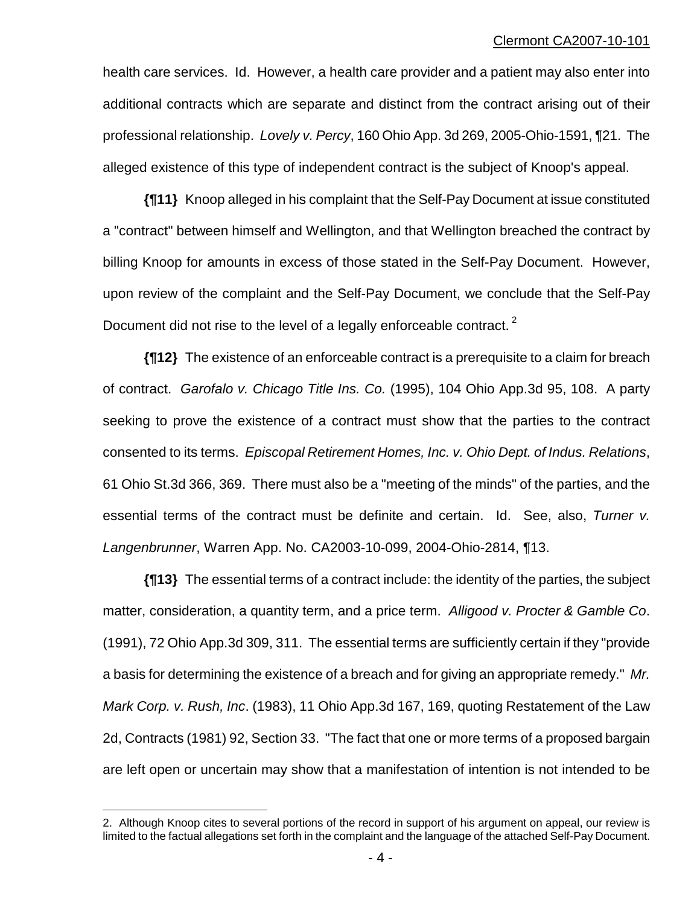health care services. Id. However, a health care provider and a patient may also enter into additional contracts which are separate and distinct from the contract arising out of their professional relationship. *Lovely v. Percy*, 160 Ohio App. 3d 269, 2005-Ohio-1591, ¶21. The alleged existence of this type of independent contract is the subject of Knoop's appeal.

**{¶11}** Knoop alleged in his complaint that the Self-Pay Document at issue constituted a "contract" between himself and Wellington, and that Wellington breached the contract by billing Knoop for amounts in excess of those stated in the Self-Pay Document. However, upon review of the complaint and the Self-Pay Document, we conclude that the Self-Pay Document did not rise to the level of a legally enforceable contract.[2]

**{¶12}** The existence of an enforceable contract is a prerequisite to a claim for breach of contract. *Garofalo v. Chicago Title Ins. Co.* (1995), 104 Ohio App.3d 95, 108. A party seeking to prove the existence of a contract must show that the parties to the contract consented to its terms. *Episcopal Retirement Homes, Inc. v. Ohio Dept. of Indus. Relations*, 61 Ohio St.3d 366, 369. There must also be a "meeting of the minds" of the parties, and the essential terms of the contract must be definite and certain. Id. See, also, *Turner v. Langenbrunner*, Warren App. No. CA2003-10-099, 2004-Ohio-2814, ¶13.

**{¶13}** The essential terms of a contract include: the identity of the parties, the subject matter, consideration, a quantity term, and a price term. *Alligood v. Procter & Gamble Co*. (1991), 72 Ohio App.3d 309, 311. The essential terms are sufficiently certain if they "provide a basis for determining the existence of a breach and for giving an appropriate remedy." *Mr. Mark Corp. v. Rush, Inc*. (1983), 11 Ohio App.3d 167, 169, quoting Restatement of the Law 2d, Contracts (1981) 92, Section 33. "The fact that one or more terms of a proposed bargain are left open or uncertain may show that a manifestation of intention is not intended to be

---

2. Although Knoop cites to several portions of the record in support of his argument on appeal, our review is limited to the factual allegations set forth in the complaint and the language of the attached Self-Pay Document.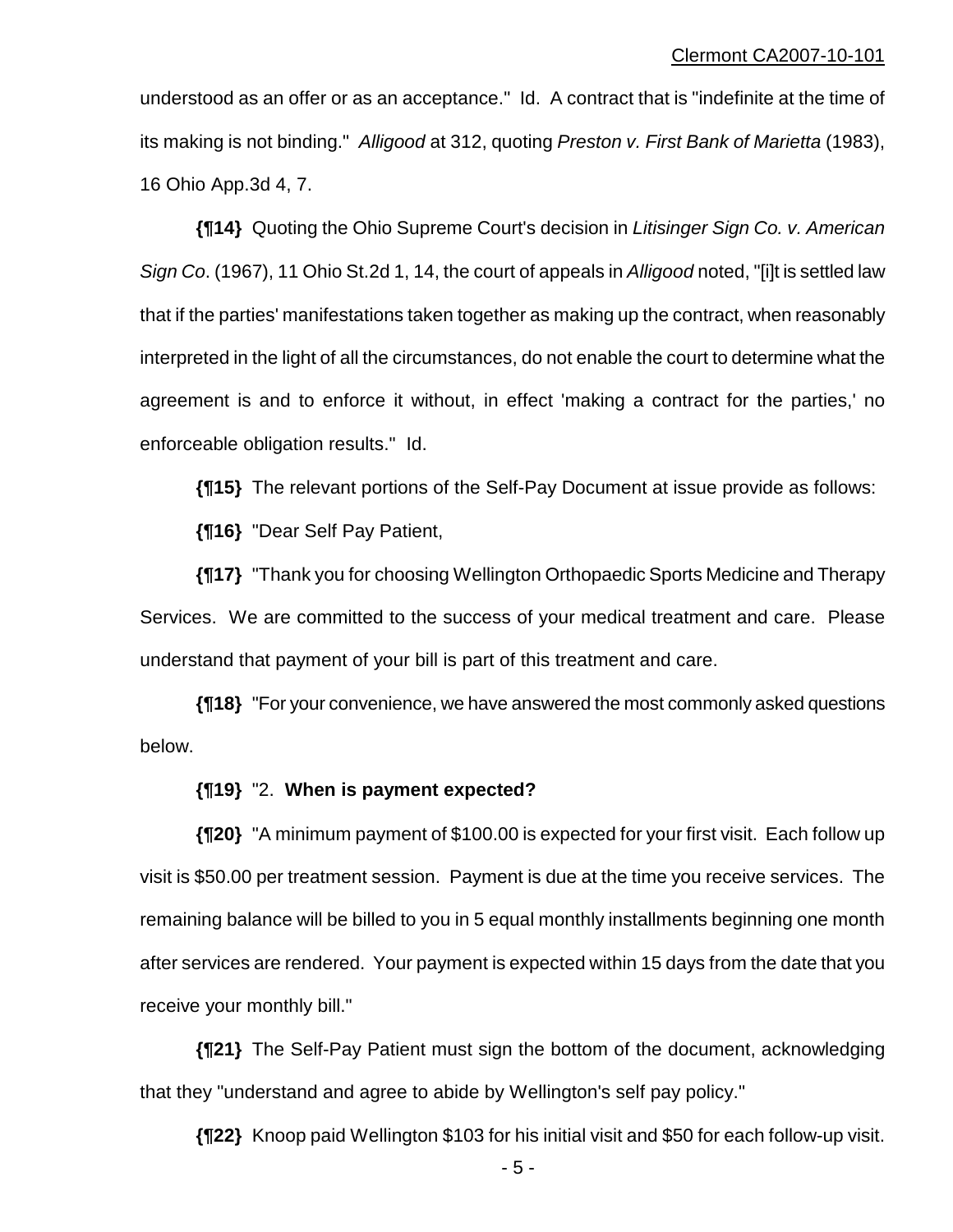understood as an offer or as an acceptance." Id. A contract that is "indefinite at the time of its making is not binding." *Alligood* at 312, quoting *Preston v. First Bank of Marietta* (1983), 16 Ohio App.3d 4, 7.

**{¶14}** Quoting the Ohio Supreme Court's decision in *Litisinger Sign Co. v. American Sign Co*. (1967), 11 Ohio St.2d 1, 14, the court of appeals in *Alligood* noted, "[i]t is settled law that if the parties' manifestations taken together as making up the contract, when reasonably interpreted in the light of all the circumstances, do not enable the court to determine what the agreement is and to enforce it without, in effect 'making a contract for the parties,' no enforceable obligation results." Id.

**{¶15}** The relevant portions of the Self-Pay Document at issue provide as follows:

**{¶16}** "Dear Self Pay Patient,

**{¶17}** "Thank you for choosing Wellington Orthopaedic Sports Medicine and Therapy Services. We are committed to the success of your medical treatment and care. Please understand that payment of your bill is part of this treatment and care.

**{¶18}** "For your convenience, we have answered the most commonly asked questions below.

**{¶19}** "2. **When is payment expected?**

**{¶20}** "A minimum payment of $100.00 is expected for your first visit. Each follow up visit is $50.00 per treatment session. Payment is due at the time you receive services. The remaining balance will be billed to you in 5 equal monthly installments beginning one month after services are rendered. Your payment is expected within 15 days from the date that you receive your monthly bill."

**{¶21}** The Self-Pay Patient must sign the bottom of the document, acknowledging that they "understand and agree to abide by Wellington's self pay policy."

**{¶22}** Knoop paid Wellington $103 for his initial visit and $50 for each follow-up visit.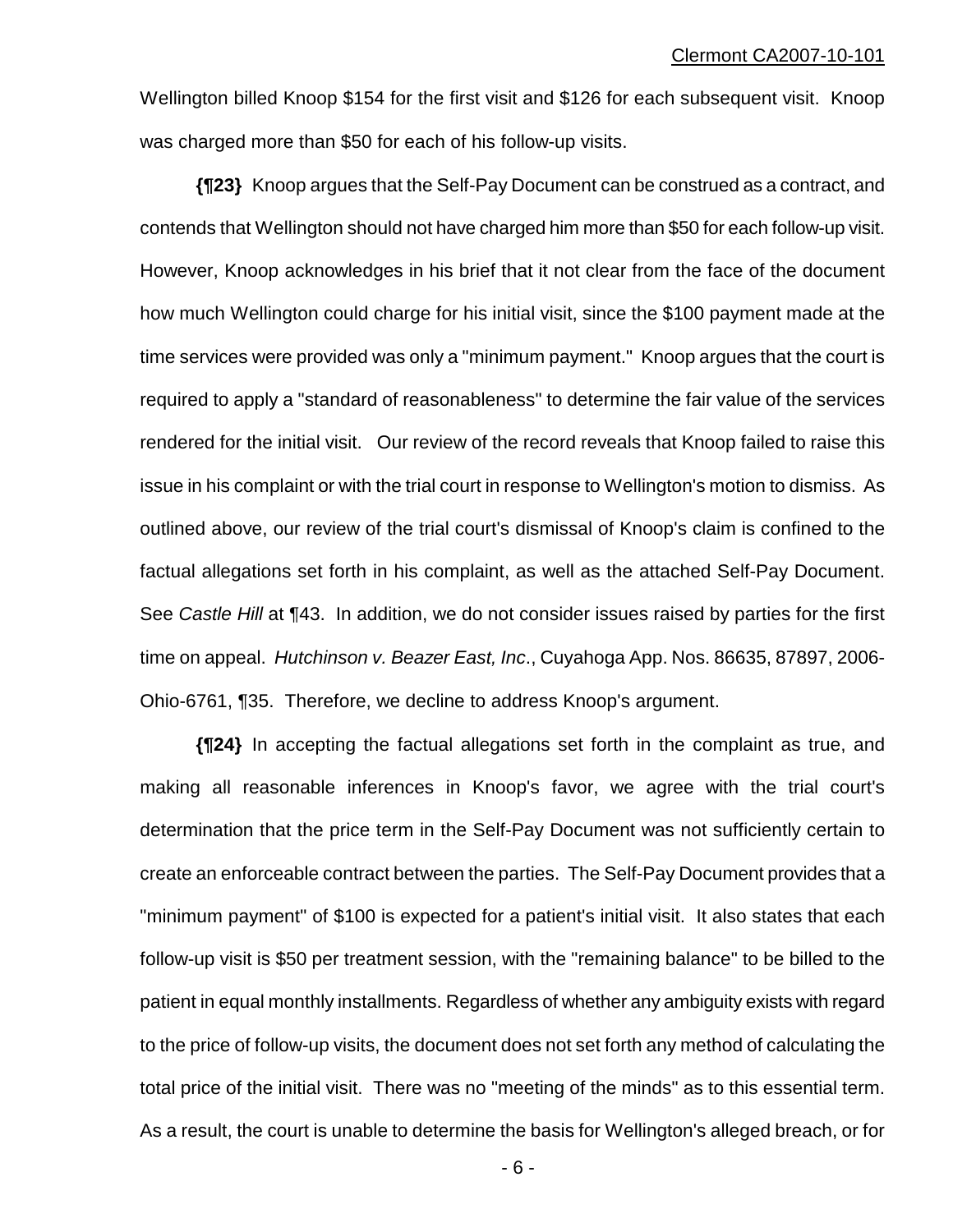Wellington billed Knoop $154 for the first visit and $126 for each subsequent visit. Knoop was charged more than $50 for each of his follow-up visits.

**{¶23}** Knoop argues that the Self-Pay Document can be construed as a contract, and contends that Wellington should not have charged him more than $50 for each follow-up visit. However, Knoop acknowledges in his brief that it not clear from the face of the document how much Wellington could charge for his initial visit, since the $100 payment made at the time services were provided was only a "minimum payment." Knoop argues that the court is required to apply a "standard of reasonableness" to determine the fair value of the services rendered for the initial visit. Our review of the record reveals that Knoop failed to raise this issue in his complaint or with the trial court in response to Wellington's motion to dismiss. As outlined above, our review of the trial court's dismissal of Knoop's claim is confined to the factual allegations set forth in his complaint, as well as the attached Self-Pay Document. See *Castle Hill* at ¶43. In addition, we do not consider issues raised by parties for the first time on appeal. *Hutchinson v. Beazer East, Inc*., Cuyahoga App. Nos. 86635, 87897, 2006-Ohio-6761, ¶35. Therefore, we decline to address Knoop's argument.

**{¶24}** In accepting the factual allegations set forth in the complaint as true, and making all reasonable inferences in Knoop's favor, we agree with the trial court's determination that the price term in the Self-Pay Document was not sufficiently certain to create an enforceable contract between the parties. The Self-Pay Document provides that a "minimum payment" of $100 is expected for a patient's initial visit. It also states that each follow-up visit is $50 per treatment session, with the "remaining balance" to be billed to the patient in equal monthly installments. Regardless of whether any ambiguity exists with regard to the price of follow-up visits, the document does not set forth any method of calculating the total price of the initial visit. There was no "meeting of the minds" as to this essential term. As a result, the court is unable to determine the basis for Wellington's alleged breach, or for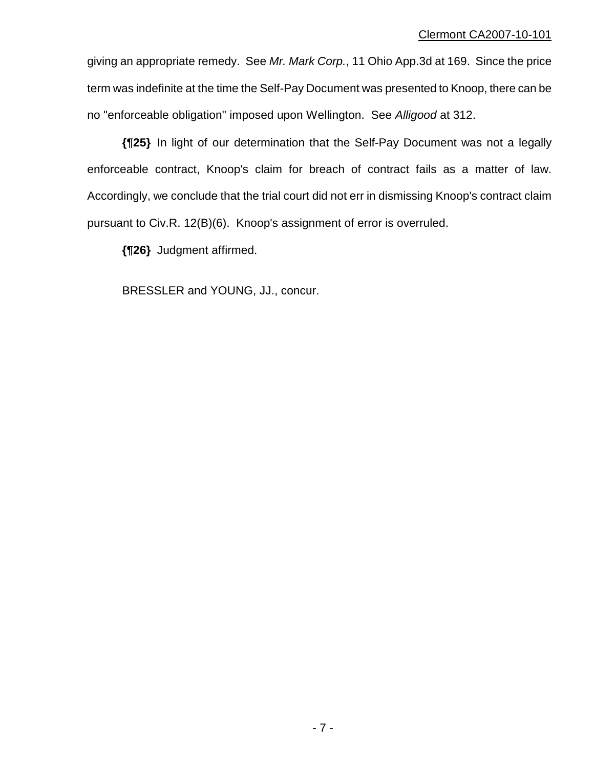giving an appropriate remedy. See *Mr. Mark Corp.*, 11 Ohio App.3d at 169. Since the price term was indefinite at the time the Self-Pay Document was presented to Knoop, there can be no "enforceable obligation" imposed upon Wellington. See *Alligood* at 312.

**{¶25}** In light of our determination that the Self-Pay Document was not a legally enforceable contract, Knoop's claim for breach of contract fails as a matter of law. Accordingly, we conclude that the trial court did not err in dismissing Knoop's contract claim pursuant to Civ.R. 12(B)(6). Knoop's assignment of error is overruled.

**{¶26}** Judgment affirmed.

BRESSLER and YOUNG, JJ., concur.